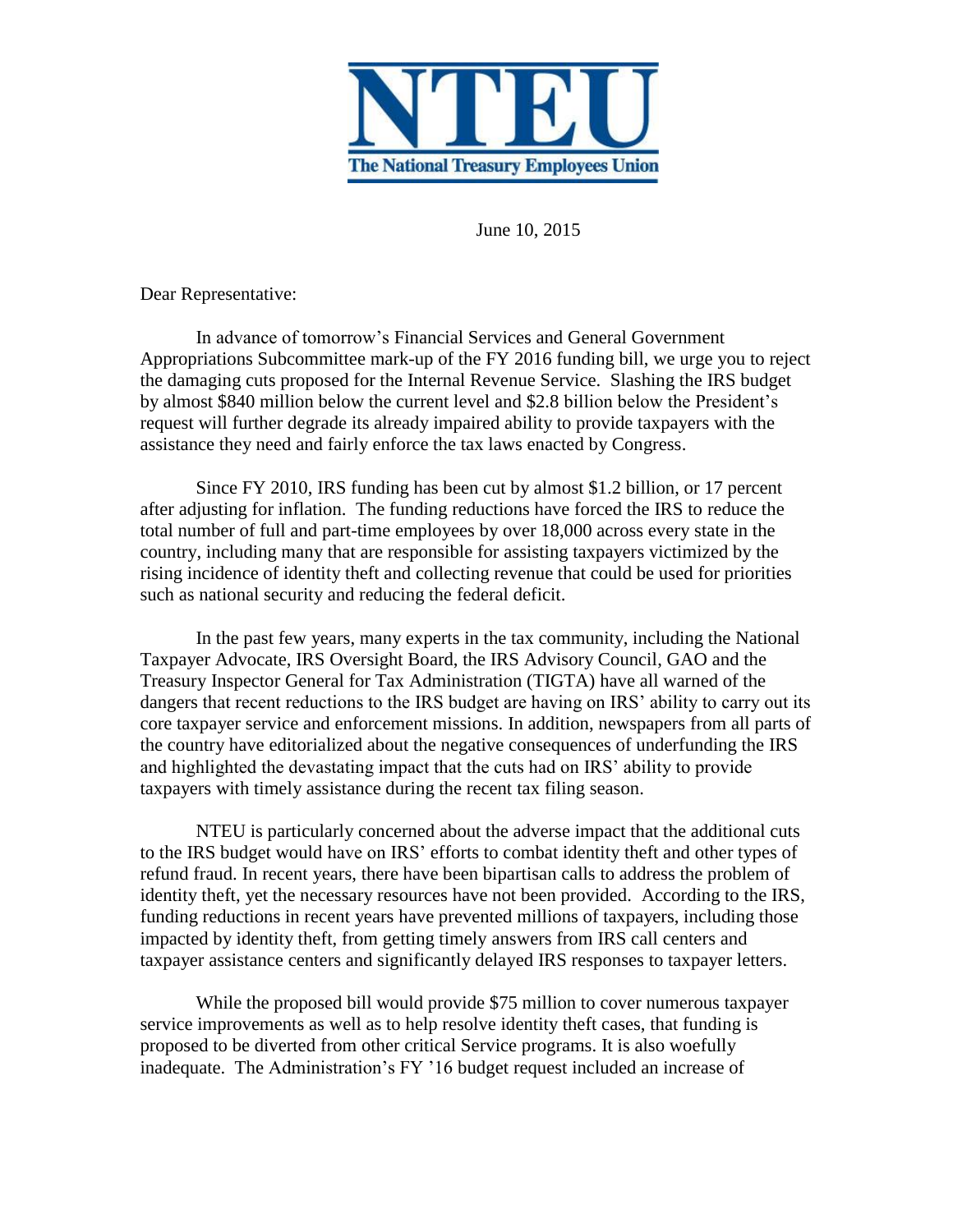NTEU

The National Treasury Employees Union

June 10, 2015

Dear Representative:

In advance of tomorrow's Financial Services and General Government Appropriations Subcommittee mark-up of the FY 2016 funding bill, we urge you to reject the damaging cuts proposed for the Internal Revenue Service. Slashing the IRS budget by almost $840 million below the current level and $2.8 billion below the President's request will further degrade its already impaired ability to provide taxpayers with the assistance they need and fairly enforce the tax laws enacted by Congress.

Since FY 2010, IRS funding has been cut by almost $1.2 billion, or 17 percent after adjusting for inflation. The funding reductions have forced the IRS to reduce the total number of full and part-time employees by over 18,000 across every state in the country, including many that are responsible for assisting taxpayers victimized by the rising incidence of identity theft and collecting revenue that could be used for priorities such as national security and reducing the federal deficit.

In the past few years, many experts in the tax community, including the National Taxpayer Advocate, IRS Oversight Board, the IRS Advisory Council, GAO and the Treasury Inspector General for Tax Administration (TIGTA) have all warned of the dangers that recent reductions to the IRS budget are having on IRS' ability to carry out its core taxpayer service and enforcement missions. In addition, newspapers from all parts of the country have editorialized about the negative consequences of underfunding the IRS and highlighted the devastating impact that the cuts had on IRS' ability to provide taxpayers with timely assistance during the recent tax filing season.

NTEU is particularly concerned about the adverse impact that the additional cuts to the IRS budget would have on IRS' efforts to combat identity theft and other types of refund fraud. In recent years, there have been bipartisan calls to address the problem of identity theft, yet the necessary resources have not been provided. According to the IRS, funding reductions in recent years have prevented millions of taxpayers, including those impacted by identity theft, from getting timely answers from IRS call centers and taxpayer assistance centers and significantly delayed IRS responses to taxpayer letters.

While the proposed bill would provide $75 million to cover numerous taxpayer service improvements as well as to help resolve identity theft cases, that funding is proposed to be diverted from other critical Service programs. It is also woefully inadequate. The Administration's FY '16 budget request included an increase of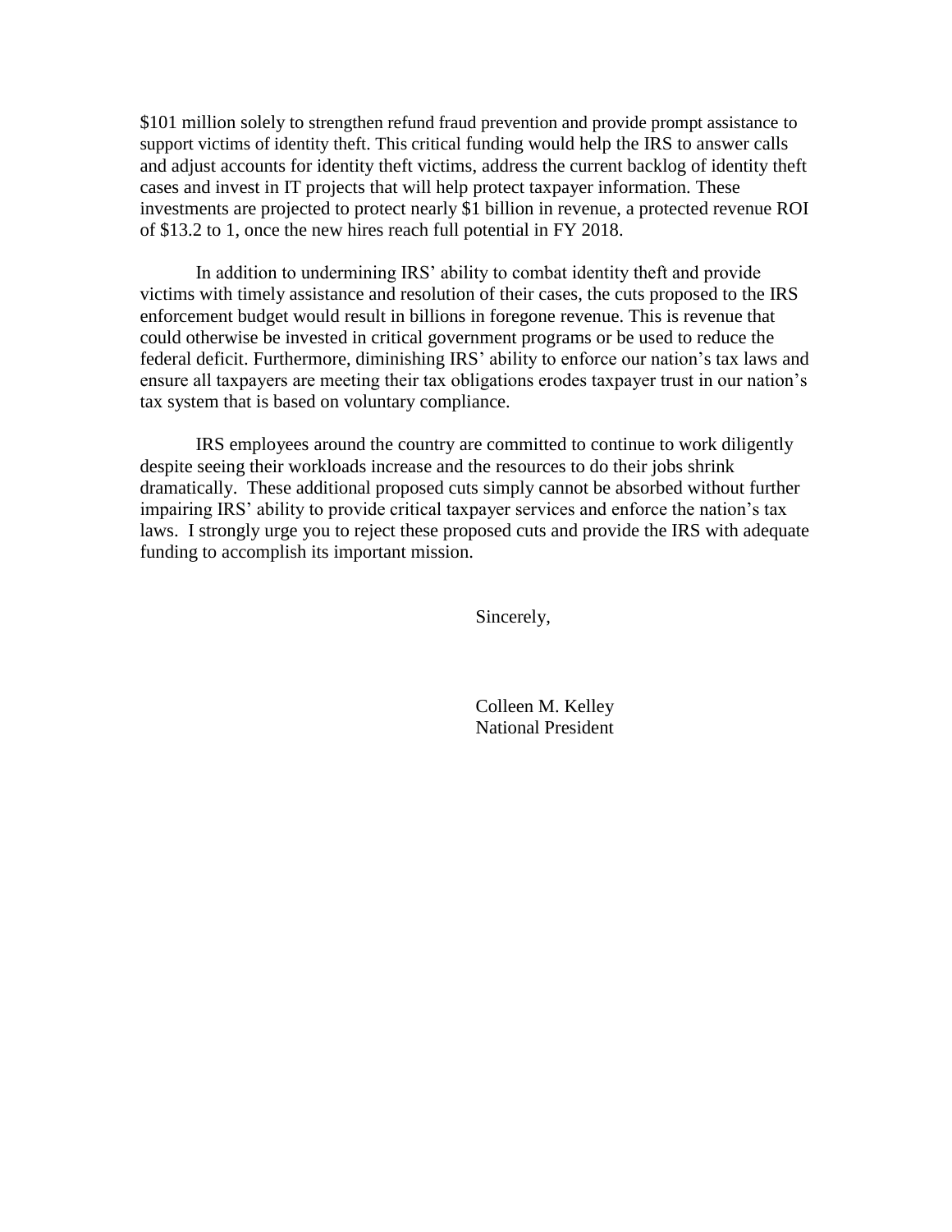$101 million solely to strengthen refund fraud prevention and provide prompt assistance to support victims of identity theft. This critical funding would help the IRS to answer calls and adjust accounts for identity theft victims, address the current backlog of identity theft cases and invest in IT projects that will help protect taxpayer information. These investments are projected to protect nearly $1 billion in revenue, a protected revenue ROI of $13.2 to 1, once the new hires reach full potential in FY 2018.

In addition to undermining IRS' ability to combat identity theft and provide victims with timely assistance and resolution of their cases, the cuts proposed to the IRS enforcement budget would result in billions in foregone revenue. This is revenue that could otherwise be invested in critical government programs or be used to reduce the federal deficit. Furthermore, diminishing IRS' ability to enforce our nation's tax laws and ensure all taxpayers are meeting their tax obligations erodes taxpayer trust in our nation's tax system that is based on voluntary compliance.

IRS employees around the country are committed to continue to work diligently despite seeing their workloads increase and the resources to do their jobs shrink dramatically. These additional proposed cuts simply cannot be absorbed without further impairing IRS' ability to provide critical taxpayer services and enforce the nation's tax laws. I strongly urge you to reject these proposed cuts and provide the IRS with adequate funding to accomplish its important mission.

Sincerely,

Colleen M. Kelley
National President